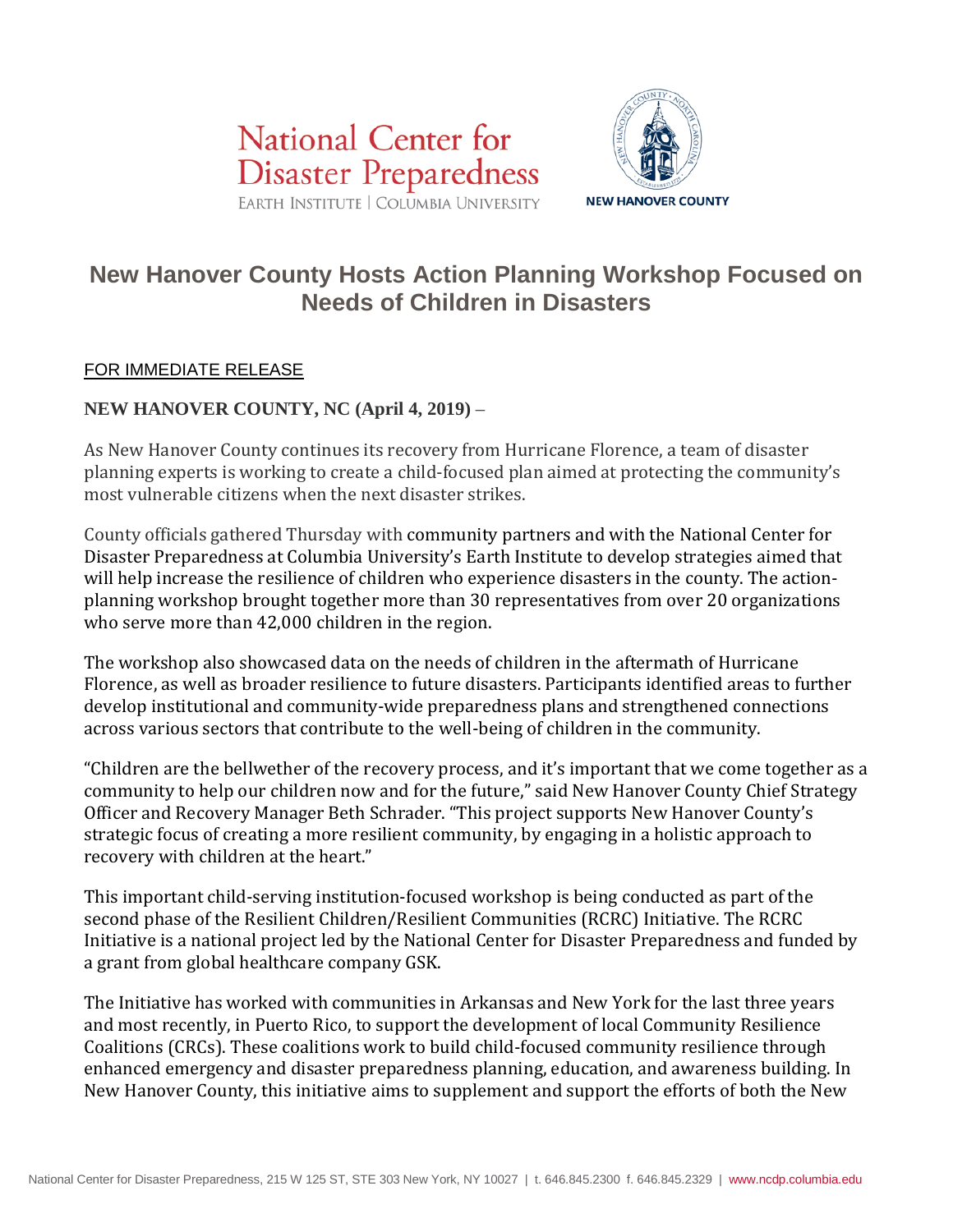National Center for Disaster Preparedness
EARTH INSTITUTE | COLUMBIA UNIVERSITY

NEW HANOVER COUNTY

# New Hanover County Hosts Action Planning Workshop Focused on Needs of Children in Disasters

FOR IMMEDIATE RELEASE

**NEW HANOVER COUNTY, NC (April 4, 2019)** –

As New Hanover County continues its recovery from Hurricane Florence, a team of disaster planning experts is working to create a child-focused plan aimed at protecting the community's most vulnerable citizens when the next disaster strikes.

County officials gathered Thursday with community partners and with the National Center for Disaster Preparedness at Columbia University's Earth Institute to develop strategies aimed that will help increase the resilience of children who experience disasters in the county. The action-planning workshop brought together more than 30 representatives from over 20 organizations who serve more than 42,000 children in the region.

The workshop also showcased data on the needs of children in the aftermath of Hurricane Florence, as well as broader resilience to future disasters. Participants identified areas to further develop institutional and community-wide preparedness plans and strengthened connections across various sectors that contribute to the well-being of children in the community.

"Children are the bellwether of the recovery process, and it's important that we come together as a community to help our children now and for the future," said New Hanover County Chief Strategy Officer and Recovery Manager Beth Schrader. "This project supports New Hanover County's strategic focus of creating a more resilient community, by engaging in a holistic approach to recovery with children at the heart."

This important child-serving institution-focused workshop is being conducted as part of the second phase of the Resilient Children/Resilient Communities (RCRC) Initiative. The RCRC Initiative is a national project led by the National Center for Disaster Preparedness and funded by a grant from global healthcare company GSK.

The Initiative has worked with communities in Arkansas and New York for the last three years and most recently, in Puerto Rico, to support the development of local Community Resilience Coalitions (CRCs). These coalitions work to build child-focused community resilience through enhanced emergency and disaster preparedness planning, education, and awareness building. In New Hanover County, this initiative aims to supplement and support the efforts of both the New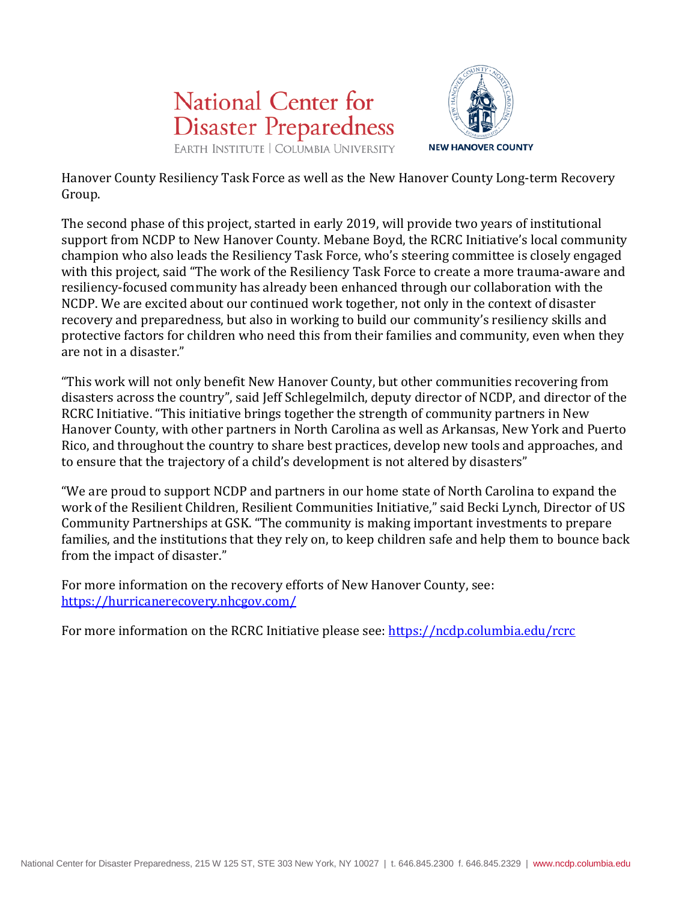Hanover County Resiliency Task Force as well as the New Hanover County Long-term Recovery Group.

The second phase of this project, started in early 2019, will provide two years of institutional support from NCDP to New Hanover County. Mebane Boyd, the RCRC Initiative's local community champion who also leads the Resiliency Task Force, who's steering committee is closely engaged with this project, said "The work of the Resiliency Task Force to create a more trauma-aware and resiliency-focused community has already been enhanced through our collaboration with the NCDP. We are excited about our continued work together, not only in the context of disaster recovery and preparedness, but also in working to build our community's resiliency skills and protective factors for children who need this from their families and community, even when they are not in a disaster."

"This work will not only benefit New Hanover County, but other communities recovering from disasters across the country", said Jeff Schlegelmilch, deputy director of NCDP, and director of the RCRC Initiative. "This initiative brings together the strength of community partners in New Hanover County, with other partners in North Carolina as well as Arkansas, New York and Puerto Rico, and throughout the country to share best practices, develop new tools and approaches, and to ensure that the trajectory of a child's development is not altered by disasters"

"We are proud to support NCDP and partners in our home state of North Carolina to expand the work of the Resilient Children, Resilient Communities Initiative," said Becki Lynch, Director of US Community Partnerships at GSK. "The community is making important investments to prepare families, and the institutions that they rely on, to keep children safe and help them to bounce back from the impact of disaster."

For more information on the recovery efforts of New Hanover County, see: https://hurricanerecovery.nhcgov.com/

For more information on the RCRC Initiative please see: https://ncdp.columbia.edu/rcrc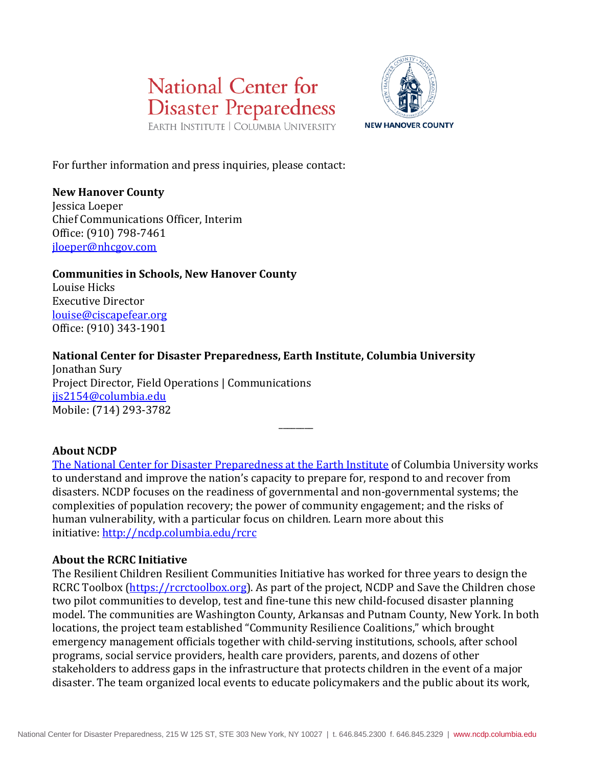For further information and press inquiries, please contact:

**New Hanover County**
Jessica Loeper
Chief Communications Officer, Interim
Office: (910) 798-7461
[jloeper@nhcgov.com](mailto:jloeper@nhcgov.com)

**Communities in Schools, New Hanover County**
Louise Hicks
Executive Director
[louise@ciscapefear.org](mailto:louise@ciscapefear.org)
Office: (910) 343-1901

**National Center for Disaster Preparedness, Earth Institute, Columbia University**
Jonathan Sury
Project Director, Field Operations | Communications
[jjs2154@columbia.edu](mailto:jjs2154@columbia.edu)
Mobile: (714) 293-3782

\_\_\_\_\_\_\_\_

**About NCDP**
The National Center for Disaster Preparedness at the Earth Institute of Columbia University works to understand and improve the nation's capacity to prepare for, respond to and recover from disasters. NCDP focuses on the readiness of governmental and non-governmental systems; the complexities of population recovery; the power of community engagement; and the risks of human vulnerability, with a particular focus on children. Learn more about this initiative: http://ncdp.columbia.edu/rcrc

**About the RCRC Initiative**
The Resilient Children Resilient Communities Initiative has worked for three years to design the RCRC Toolbox (https://rcrctoolbox.org). As part of the project, NCDP and Save the Children chose two pilot communities to develop, test and fine-tune this new child-focused disaster planning model. The communities are Washington County, Arkansas and Putnam County, New York. In both locations, the project team established "Community Resilience Coalitions," which brought emergency management officials together with child-serving institutions, schools, after school programs, social service providers, health care providers, parents, and dozens of other stakeholders to address gaps in the infrastructure that protects children in the event of a major disaster. The team organized local events to educate policymakers and the public about its work,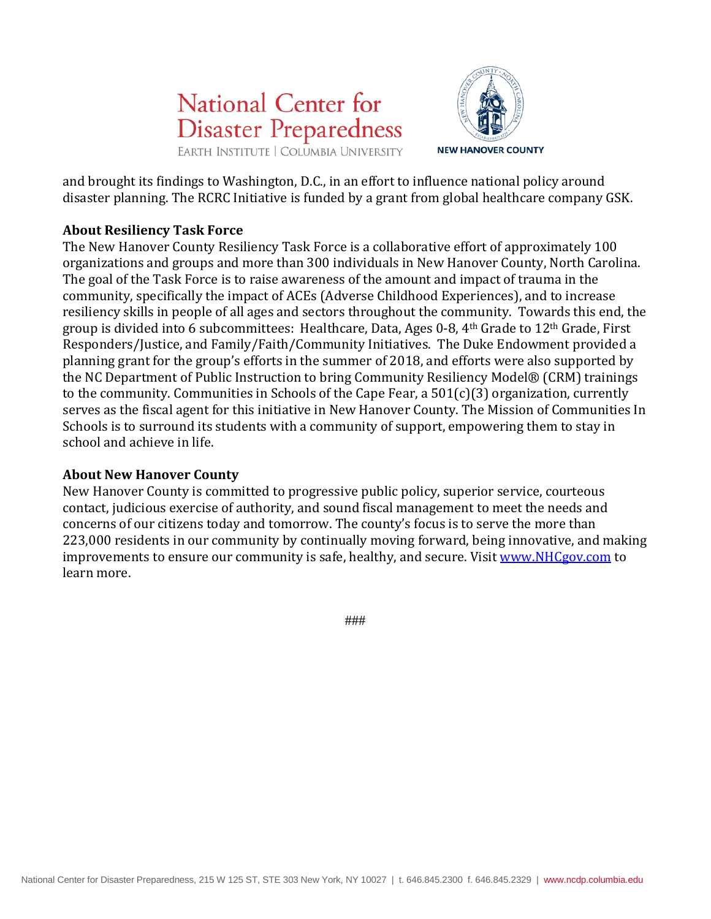and brought its findings to Washington, D.C., in an effort to influence national policy around disaster planning. The RCRC Initiative is funded by a grant from global healthcare company GSK.

**About Resiliency Task Force**

The New Hanover County Resiliency Task Force is a collaborative effort of approximately 100 organizations and groups and more than 300 individuals in New Hanover County, North Carolina. The goal of the Task Force is to raise awareness of the amount and impact of trauma in the community, specifically the impact of ACEs (Adverse Childhood Experiences), and to increase resiliency skills in people of all ages and sectors throughout the community. Towards this end, the group is divided into 6 subcommittees: Healthcare, Data, Ages 0-8, 4th Grade to 12th Grade, First Responders/Justice, and Family/Faith/Community Initiatives. The Duke Endowment provided a planning grant for the group's efforts in the summer of 2018, and efforts were also supported by the NC Department of Public Instruction to bring Community Resiliency Model® (CRM) trainings to the community. Communities in Schools of the Cape Fear, a 501(c)(3) organization, currently serves as the fiscal agent for this initiative in New Hanover County. The Mission of Communities In Schools is to surround its students with a community of support, empowering them to stay in school and achieve in life.

**About New Hanover County**

New Hanover County is committed to progressive public policy, superior service, courteous contact, judicious exercise of authority, and sound fiscal management to meet the needs and concerns of our citizens today and tomorrow. The county's focus is to serve the more than 223,000 residents in our community by continually moving forward, being innovative, and making improvements to ensure our community is safe, healthy, and secure. Visit www.NHCgov.com to learn more.

###